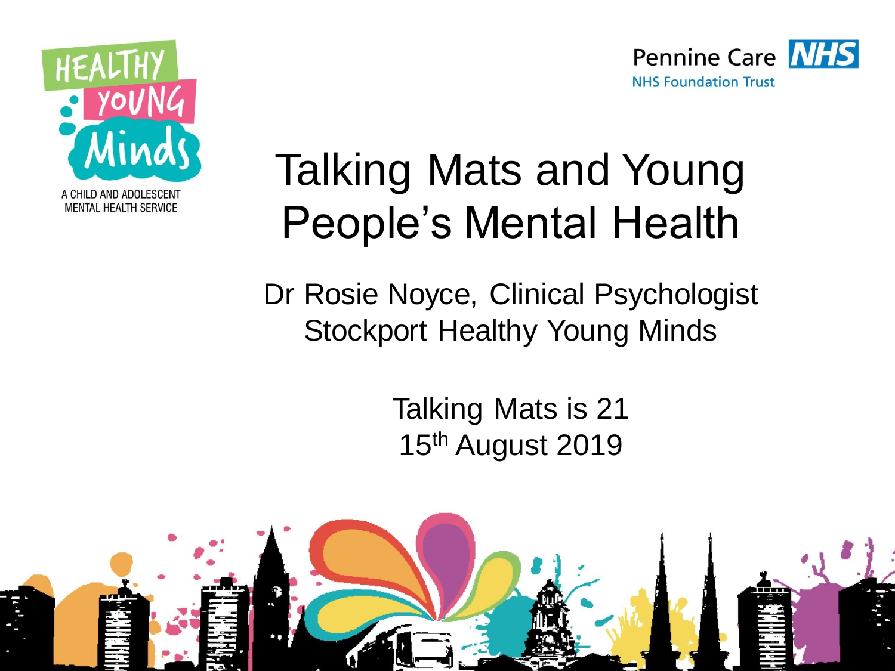HEALTHY YOUNG Minds

A CHILD AND ADOLESCENT MENTAL HEALTH SERVICE

Pennine Care NHS

NHS Foundation Trust

# Talking Mats and Young People's Mental Health

Dr Rosie Noyce, Clinical Psychologist
Stockport Healthy Young Minds

Talking Mats is 21
15th August 2019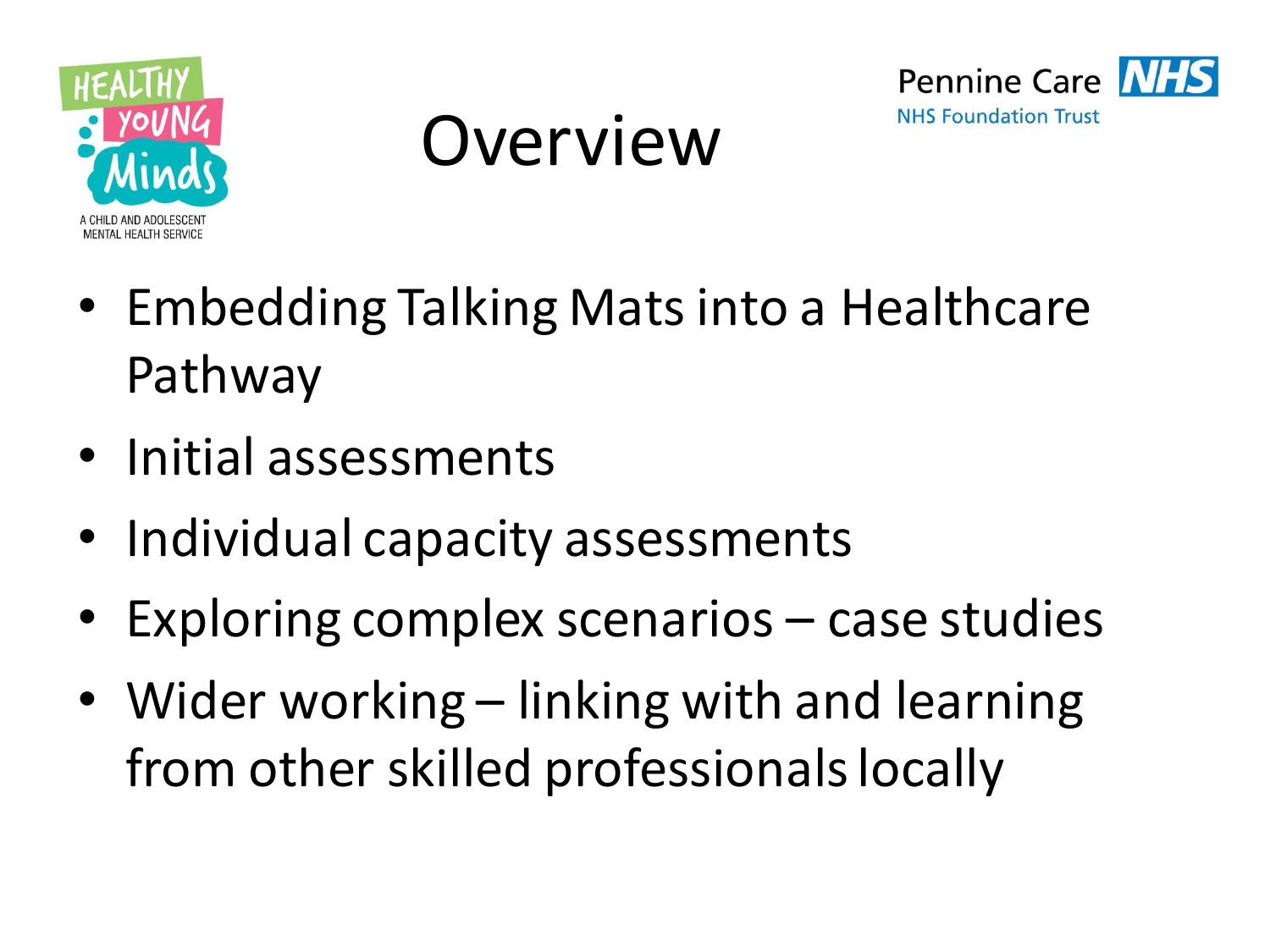# Overview

- Embedding Talking Mats into a Healthcare Pathway
- Initial assessments
- Individual capacity assessments
- Exploring complex scenarios – case studies
- Wider working – linking with and learning from other skilled professionals locally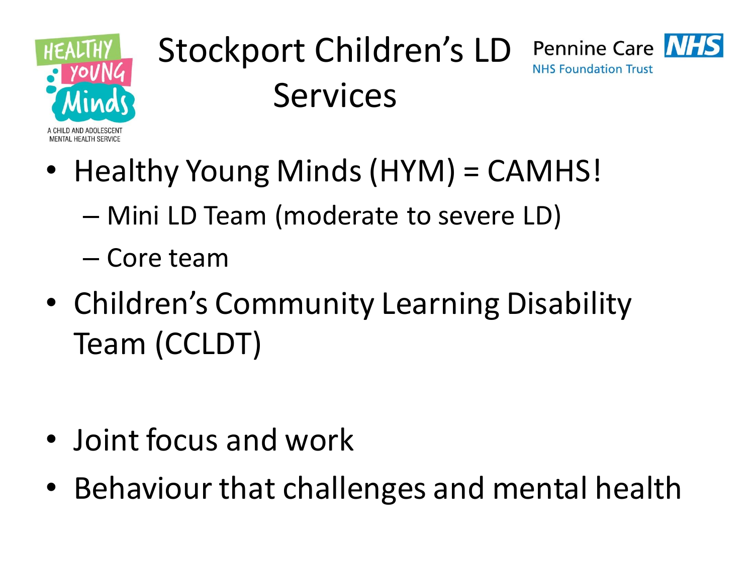# Stockport Children's LD Services

- Healthy Young Minds (HYM) = CAMHS!
  - Mini LD Team (moderate to severe LD)
  - Core team
- Children's Community Learning Disability Team (CCLDT)

- Joint focus and work
- Behaviour that challenges and mental health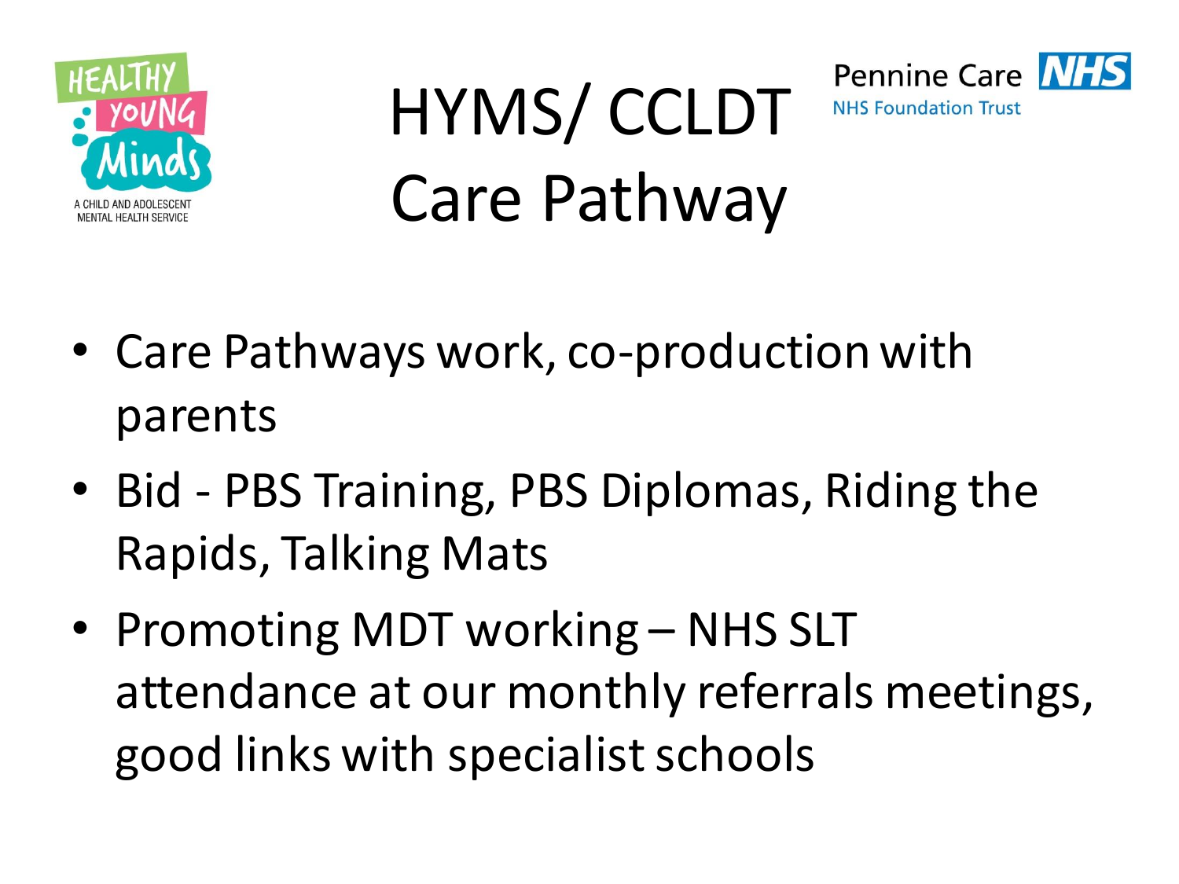# HYMS/ CCLDT Care Pathway

- Care Pathways work, co-production with parents
- Bid - PBS Training, PBS Diplomas, Riding the Rapids, Talking Mats
- Promoting MDT working – NHS SLT attendance at our monthly referrals meetings, good links with specialist schools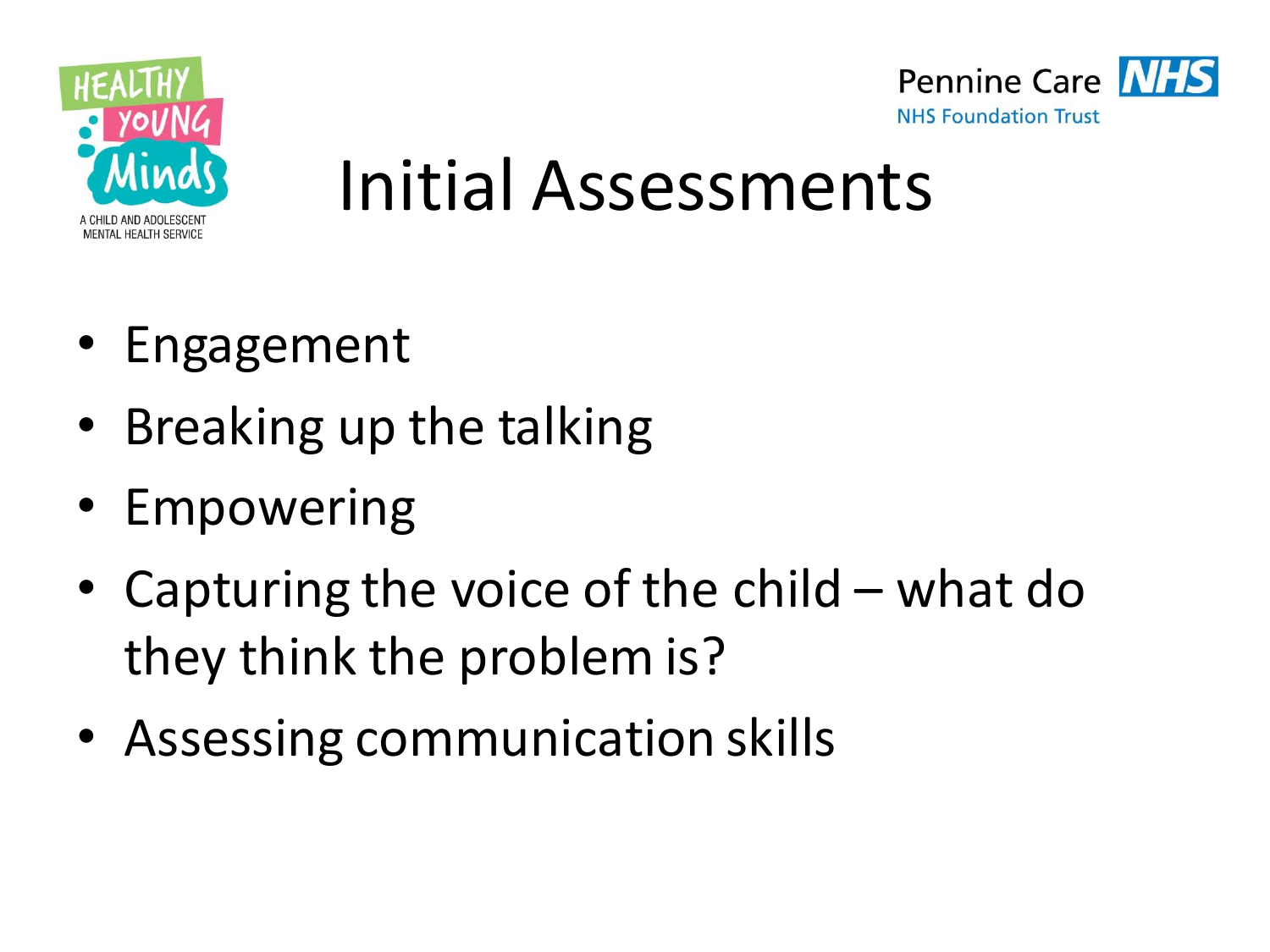# Initial Assessments

- Engagement
- Breaking up the talking
- Empowering
- Capturing the voice of the child – what do they think the problem is?
- Assessing communication skills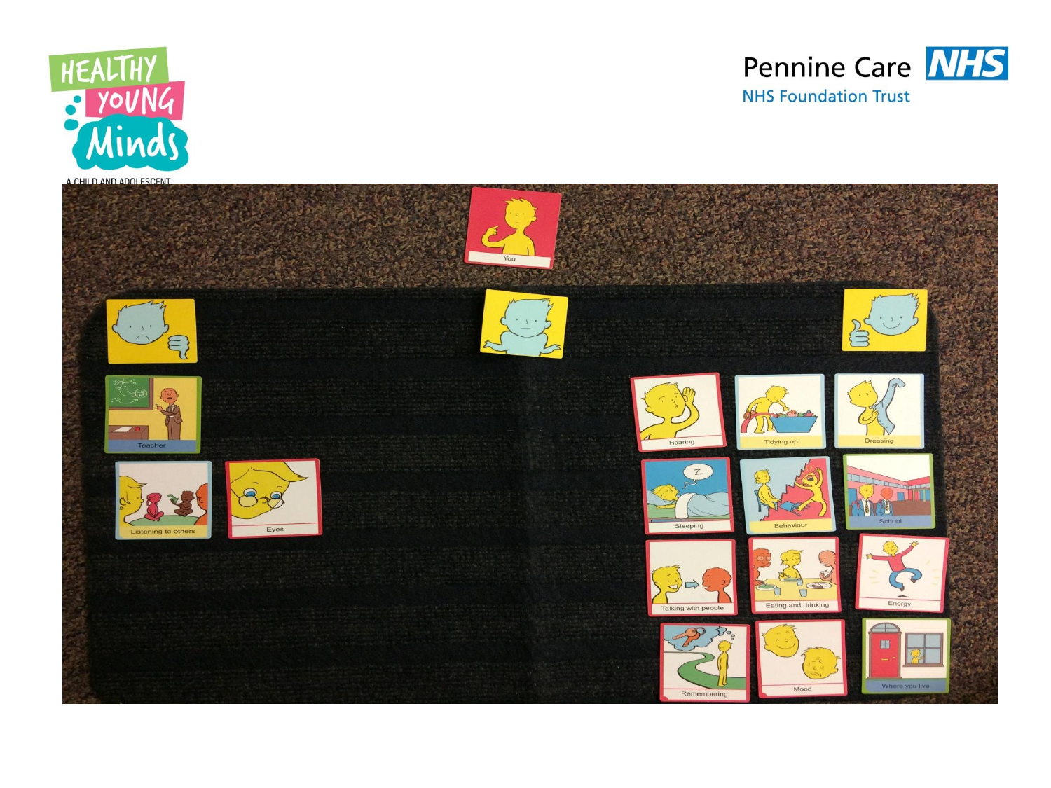You

Teacher

Listening to others

Eyes

Hearing

Tidying up

Dressing

Sleeping

Behaviour

School

Talking with people

Eating and drinking

Energy

Remembering

Mood

Where you live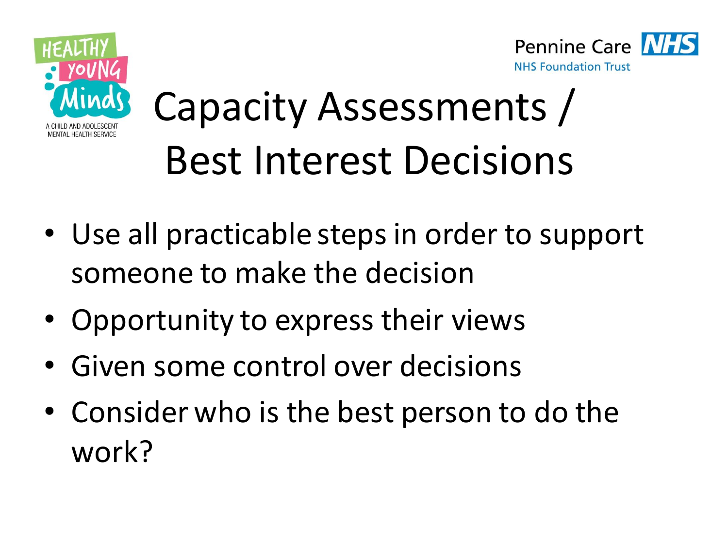# Capacity Assessments / Best Interest Decisions

- Use all practicable steps in order to support someone to make the decision
- Opportunity to express their views
- Given some control over decisions
- Consider who is the best person to do the work?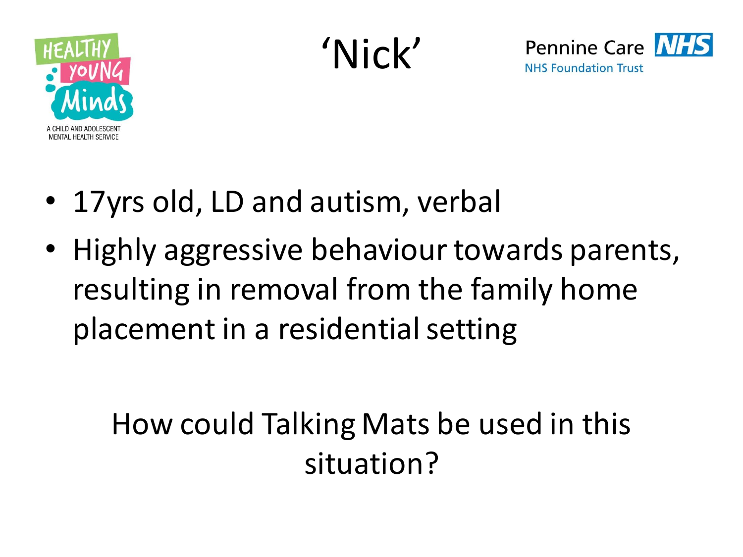# ‘Nick’

- 17yrs old, LD and autism, verbal
- Highly aggressive behaviour towards parents, resulting in removal from the family home placement in a residential setting

How could Talking Mats be used in this situation?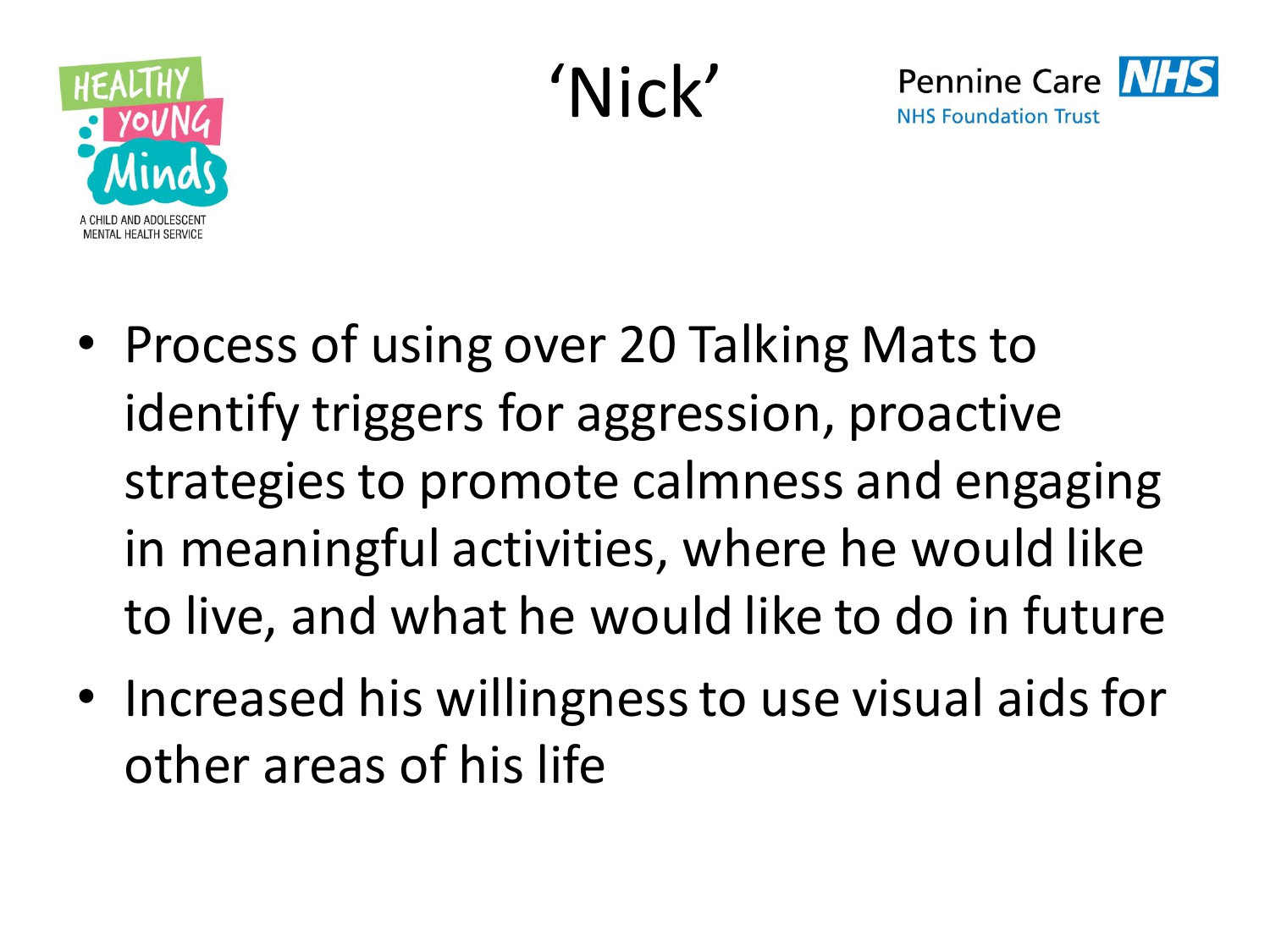# ‘Nick’

- Process of using over 20 Talking Mats to identify triggers for aggression, proactive strategies to promote calmness and engaging in meaningful activities, where he would like to live, and what he would like to do in future
- Increased his willingness to use visual aids for other areas of his life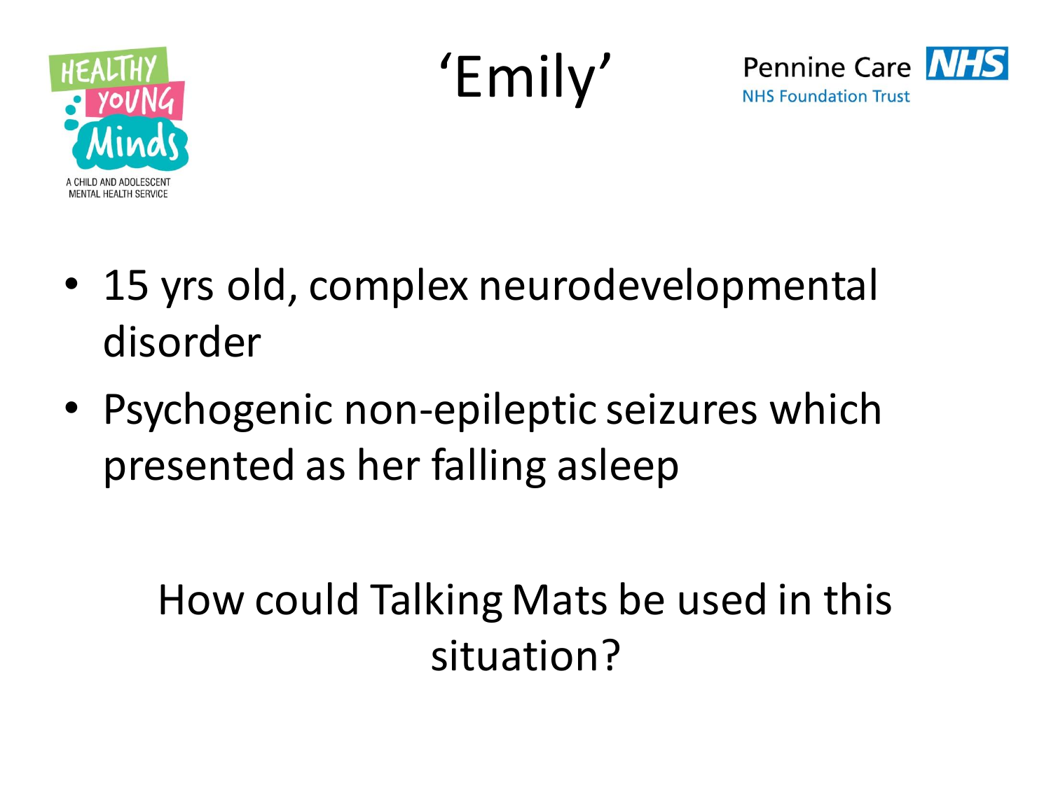# 'Emily'

- 15 yrs old, complex neurodevelopmental disorder
- Psychogenic non-epileptic seizures which presented as her falling asleep

How could Talking Mats be used in this situation?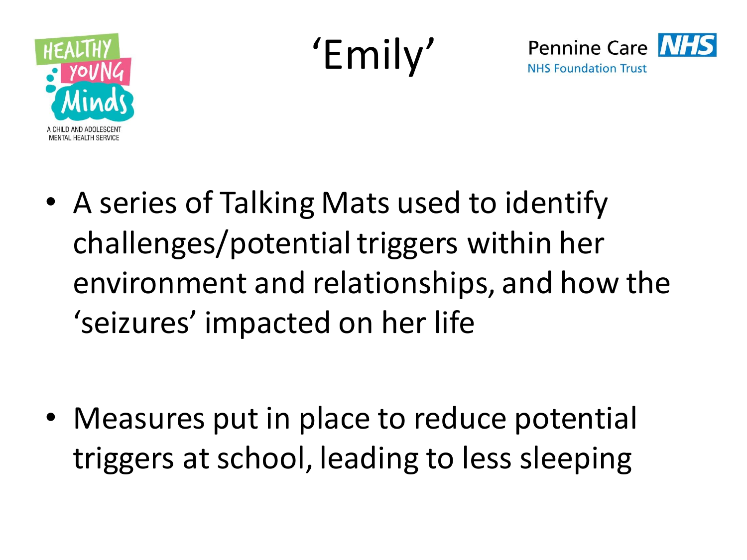# 'Emily'

- A series of Talking Mats used to identify challenges/potential triggers within her environment and relationships, and how the 'seizures' impacted on her life

- Measures put in place to reduce potential triggers at school, leading to less sleeping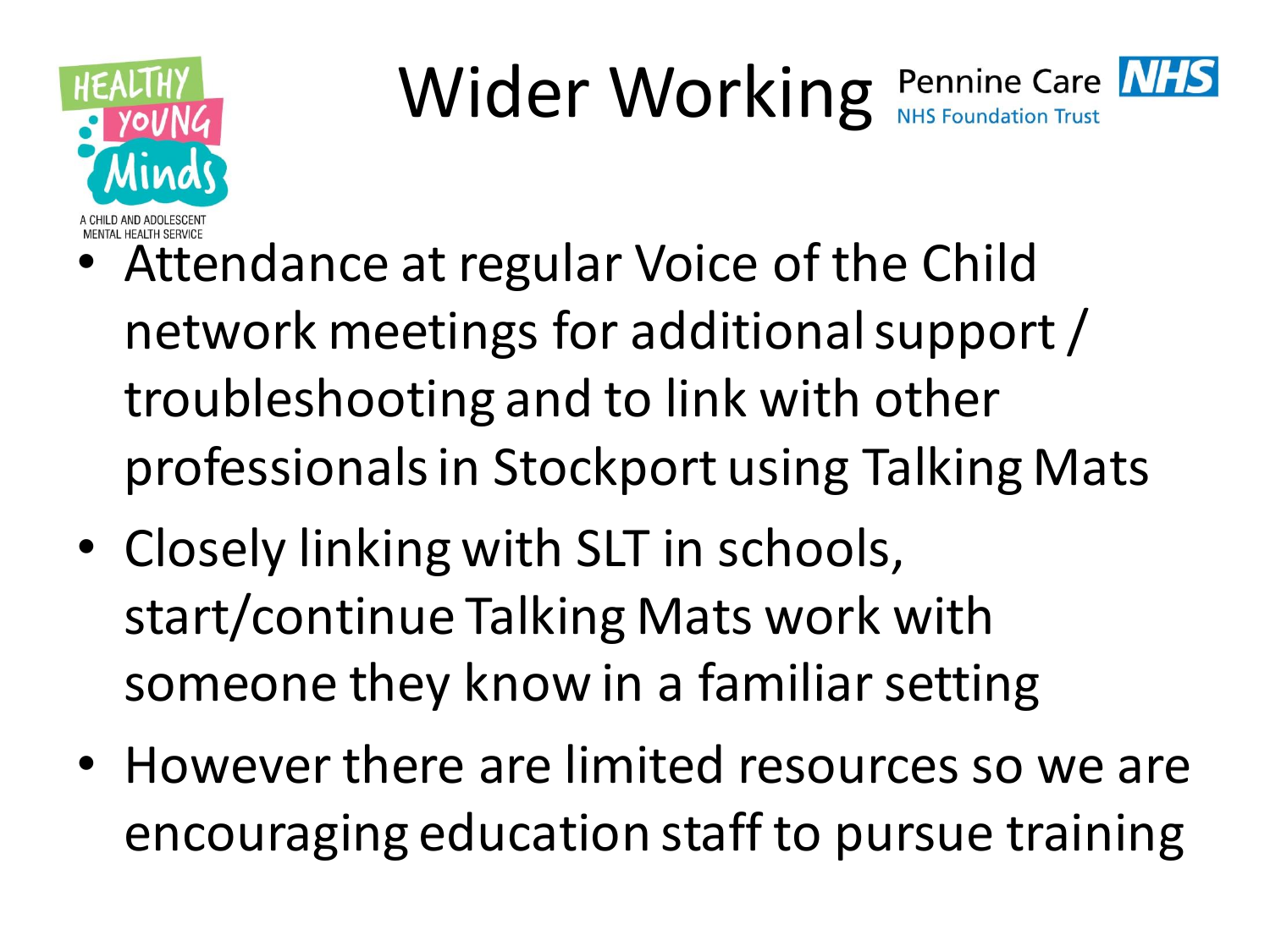# Wider Working

- Attendance at regular Voice of the Child network meetings for additional support / troubleshooting and to link with other professionals in Stockport using Talking Mats
- Closely linking with SLT in schools, start/continue Talking Mats work with someone they know in a familiar setting
- However there are limited resources so we are encouraging education staff to pursue training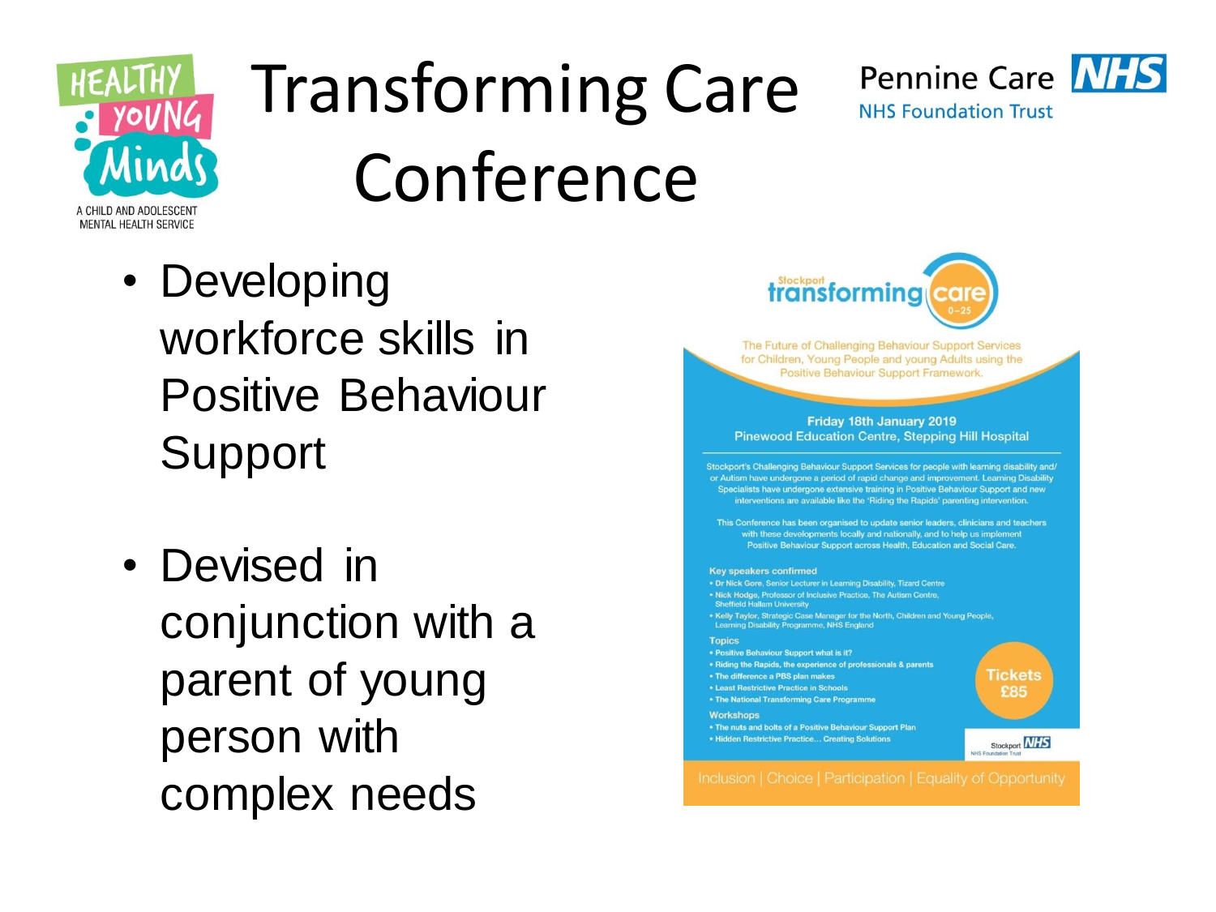# Transforming Care Conference

HEALTHY YOUNG Minds
A CHILD AND ADOLESCENT MENTAL HEALTH SERVICE

Pennine Care NHS
NHS Foundation Trust

- Developing workforce skills in Positive Behaviour Support

- Devised in conjunction with a parent of young person with complex needs

Stockport transforming care 0–25

The Future of Challenging Behaviour Support Services for Children, Young People and young Adults using the Positive Behaviour Support Framework.

Friday 18th January 2019
Pinewood Education Centre, Stepping Hill Hospital

Stockport's Challenging Behaviour Support Services for people with learning disability and/ or Autism have undergone a period of rapid change and improvement. Learning Disability Specialists have undergone extensive training in Positive Behaviour Support and new interventions are available like the 'Riding the Rapids' parenting intervention.

This Conference has been organised to update senior leaders, clinicians and teachers with these developments locally and nationally, and to help us implement Positive Behaviour Support across Health, Education and Social Care.

**Key speakers confirmed**

- Dr Nick Gore, Senior Lecturer in Learning Disability, Tizard Centre
- Nick Hodge, Professor of Inclusive Practice, The Autism Centre, Sheffield Hallam University
- Kelly Taylor, Strategic Case Manager for the North, Children and Young People, Learning Disability Programme, NHS England

**Topics**

- Positive Behaviour Support what is it?
- Riding the Rapids, the experience of professionals & parents
- The difference a PBS plan makes
- Least Restrictive Practice in Schools
- The National Transforming Care Programme

**Workshops**

- The nuts and bolts of a Positive Behaviour Support Plan
- Hidden Restrictive Practice… Creating Solutions

Tickets £85

Stockport NHS
NHS Foundation Trust

Inclusion | Choice | Participation | Equality of Opportunity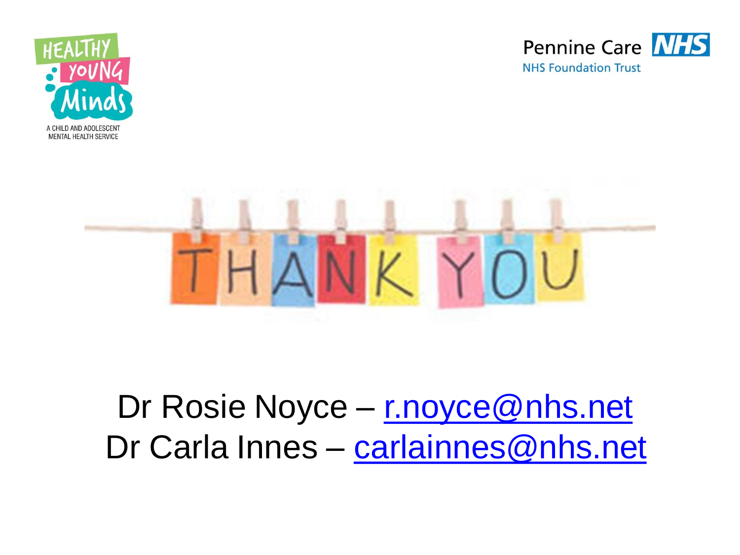Dr Rosie Noyce – r.noyce@nhs.net
Dr Carla Innes – carlainnes@nhs.net